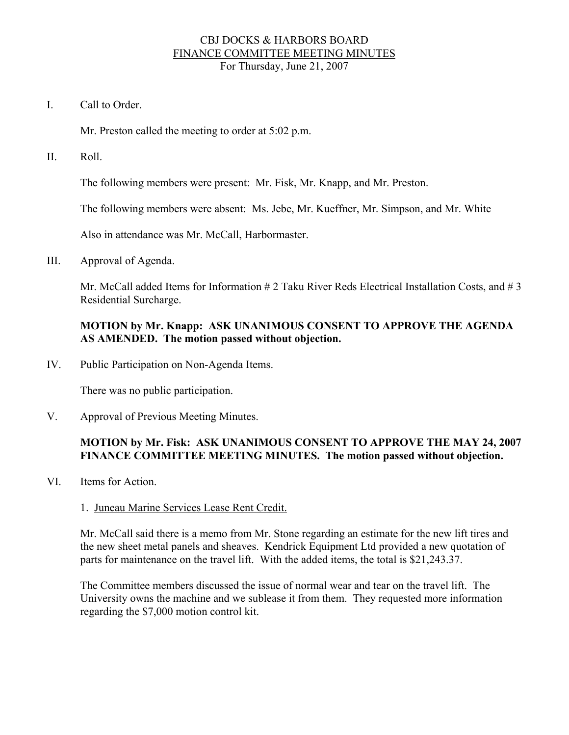# CBJ DOCKS & HARBORS BOARD
## FINANCE COMMITTEE MEETING MINUTES
For Thursday, June 21, 2007

I. Call to Order.

Mr. Preston called the meeting to order at 5:02 p.m.

II. Roll.

The following members were present: Mr. Fisk, Mr. Knapp, and Mr. Preston.

The following members were absent: Ms. Jebe, Mr. Kueffner, Mr. Simpson, and Mr. White

Also in attendance was Mr. McCall, Harbormaster.

III. Approval of Agenda.

Mr. McCall added Items for Information # 2 Taku River Reds Electrical Installation Costs, and # 3 Residential Surcharge.

**MOTION by Mr. Knapp: ASK UNANIMOUS CONSENT TO APPROVE THE AGENDA AS AMENDED. The motion passed without objection.**

IV. Public Participation on Non-Agenda Items.

There was no public participation.

V. Approval of Previous Meeting Minutes.

**MOTION by Mr. Fisk: ASK UNANIMOUS CONSENT TO APPROVE THE MAY 24, 2007 FINANCE COMMITTEE MEETING MINUTES. The motion passed without objection.**

VI. Items for Action.

1. Juneau Marine Services Lease Rent Credit.

Mr. McCall said there is a memo from Mr. Stone regarding an estimate for the new lift tires and the new sheet metal panels and sheaves. Kendrick Equipment Ltd provided a new quotation of parts for maintenance on the travel lift. With the added items, the total is $21,243.37.

The Committee members discussed the issue of normal wear and tear on the travel lift. The University owns the machine and we sublease it from them. They requested more information regarding the $7,000 motion control kit.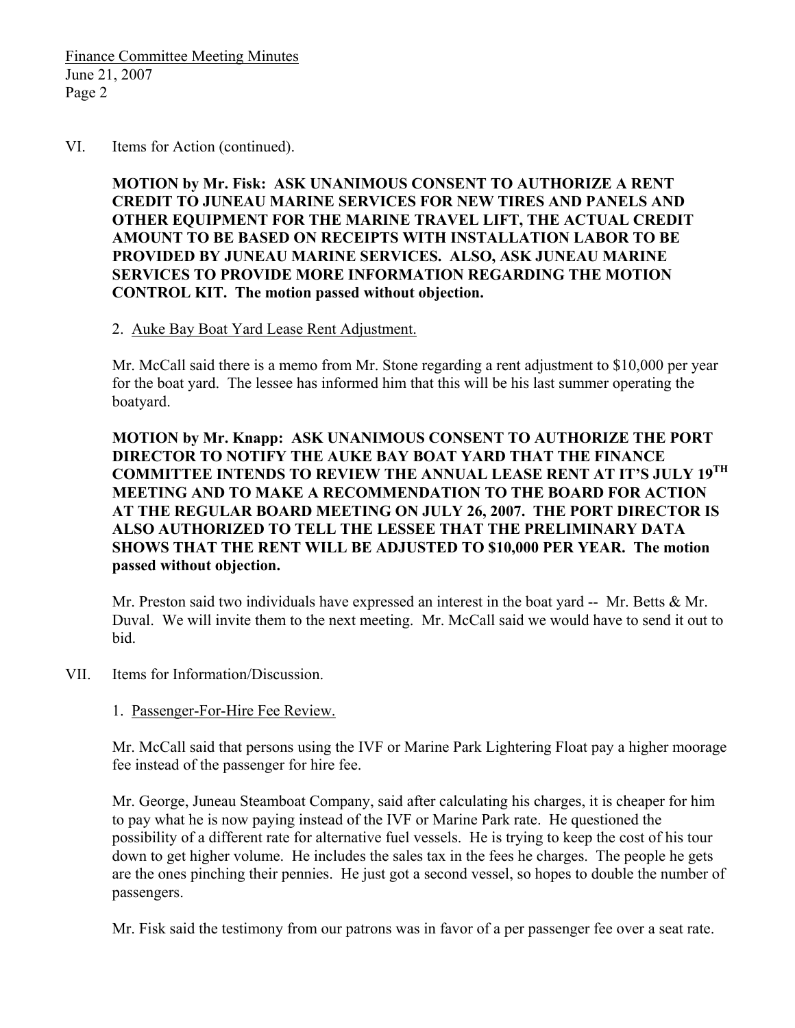VI. Items for Action (continued).

**MOTION by Mr. Fisk: ASK UNANIMOUS CONSENT TO AUTHORIZE A RENT CREDIT TO JUNEAU MARINE SERVICES FOR NEW TIRES AND PANELS AND OTHER EQUIPMENT FOR THE MARINE TRAVEL LIFT, THE ACTUAL CREDIT AMOUNT TO BE BASED ON RECEIPTS WITH INSTALLATION LABOR TO BE PROVIDED BY JUNEAU MARINE SERVICES. ALSO, ASK JUNEAU MARINE SERVICES TO PROVIDE MORE INFORMATION REGARDING THE MOTION CONTROL KIT. The motion passed without objection.**

2. Auke Bay Boat Yard Lease Rent Adjustment.

Mr. McCall said there is a memo from Mr. Stone regarding a rent adjustment to $10,000 per year for the boat yard. The lessee has informed him that this will be his last summer operating the boatyard.

**MOTION by Mr. Knapp: ASK UNANIMOUS CONSENT TO AUTHORIZE THE PORT DIRECTOR TO NOTIFY THE AUKE BAY BOAT YARD THAT THE FINANCE COMMITTEE INTENDS TO REVIEW THE ANNUAL LEASE RENT AT IT'S JULY 19TH MEETING AND TO MAKE A RECOMMENDATION TO THE BOARD FOR ACTION AT THE REGULAR BOARD MEETING ON JULY 26, 2007. THE PORT DIRECTOR IS ALSO AUTHORIZED TO TELL THE LESSEE THAT THE PRELIMINARY DATA SHOWS THAT THE RENT WILL BE ADJUSTED TO $10,000 PER YEAR. The motion passed without objection.**

Mr. Preston said two individuals have expressed an interest in the boat yard -- Mr. Betts & Mr. Duval. We will invite them to the next meeting. Mr. McCall said we would have to send it out to bid.

VII. Items for Information/Discussion.

1. Passenger-For-Hire Fee Review.

Mr. McCall said that persons using the IVF or Marine Park Lightering Float pay a higher moorage fee instead of the passenger for hire fee.

Mr. George, Juneau Steamboat Company, said after calculating his charges, it is cheaper for him to pay what he is now paying instead of the IVF or Marine Park rate. He questioned the possibility of a different rate for alternative fuel vessels. He is trying to keep the cost of his tour down to get higher volume. He includes the sales tax in the fees he charges. The people he gets are the ones pinching their pennies. He just got a second vessel, so hopes to double the number of passengers.

Mr. Fisk said the testimony from our patrons was in favor of a per passenger fee over a seat rate.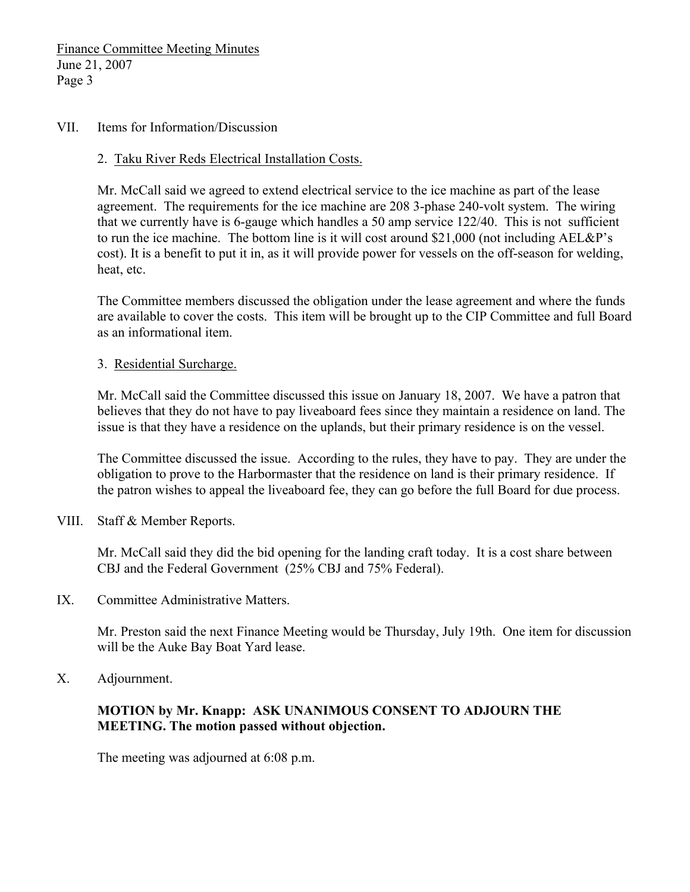VII. Items for Information/Discussion

2. Taku River Reds Electrical Installation Costs.

Mr. McCall said we agreed to extend electrical service to the ice machine as part of the lease agreement. The requirements for the ice machine are 208 3-phase 240-volt system. The wiring that we currently have is 6-gauge which handles a 50 amp service 122/40. This is not sufficient to run the ice machine. The bottom line is it will cost around $21,000 (not including AEL&P's cost). It is a benefit to put it in, as it will provide power for vessels on the off-season for welding, heat, etc.

The Committee members discussed the obligation under the lease agreement and where the funds are available to cover the costs. This item will be brought up to the CIP Committee and full Board as an informational item.

3. Residential Surcharge.

Mr. McCall said the Committee discussed this issue on January 18, 2007. We have a patron that believes that they do not have to pay liveaboard fees since they maintain a residence on land. The issue is that they have a residence on the uplands, but their primary residence is on the vessel.

The Committee discussed the issue. According to the rules, they have to pay. They are under the obligation to prove to the Harbormaster that the residence on land is their primary residence. If the patron wishes to appeal the liveaboard fee, they can go before the full Board for due process.

VIII. Staff & Member Reports.

Mr. McCall said they did the bid opening for the landing craft today. It is a cost share between CBJ and the Federal Government (25% CBJ and 75% Federal).

IX. Committee Administrative Matters.

Mr. Preston said the next Finance Meeting would be Thursday, July 19th. One item for discussion will be the Auke Bay Boat Yard lease.

X. Adjournment.

**MOTION by Mr. Knapp: ASK UNANIMOUS CONSENT TO ADJOURN THE MEETING. The motion passed without objection.**

The meeting was adjourned at 6:08 p.m.